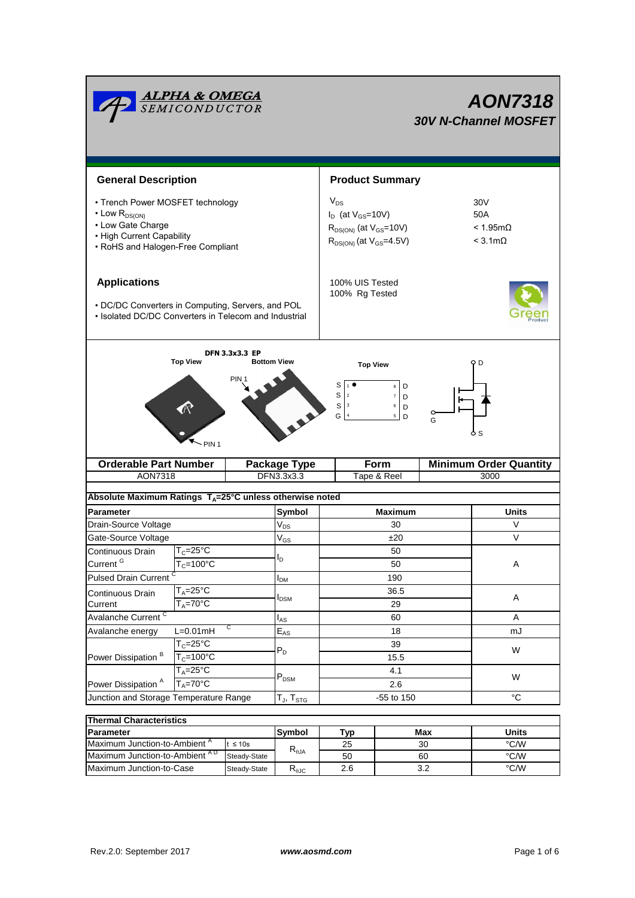# AON7318

## 30V N-Channel MOSFET

## General Description

- Trench Power MOSFET technology
- Low $R_{DS(ON)}$
- Low Gate Charge
- High Current Capability
- RoHS and Halogen-Free Compliant

## Product Summary

| | |
|---|---|
| $V_{DS}$ | 30V |
| $I_D$ (at $V_{GS}$=10V) | 50A |
| $R_{DS(ON)}$ (at $V_{GS}$=10V) | < 1.95mΩ |
| $R_{DS(ON)}$ (at $V_{GS}$=4.5V) | < 3.1mΩ |

100% UIS Tested
100% Rg Tested

## Applications

- DC/DC Converters in Computing, Servers, and POL
- Isolated DC/DC Converters in Telecom and Industrial

DFN 3.3x3.3 EP

Top View | Bottom View | Top View

PIN 1

| Pin | | Pin | |
|---|---|---|---|
| S | 1 | 8 | D |
| S | 2 | 7 | D |
| S | 3 | 6 | D |
| G | 4 | 5 | D |

| Orderable Part Number | Package Type | Form | Minimum Order Quantity |
|---|---|---|---|
| AON7318 | DFN3.3x3.3 | Tape & Reel | 3000 |

**Absolute Maximum Ratings $T_A$=25°C unless otherwise noted**

| Parameter | | Symbol | Maximum | Units |
|---|---|---|---|---|
| Drain-Source Voltage | | $V_{DS}$ | 30 | V |
| Gate-Source Voltage | | $V_{GS}$ | ±20 | V |
| Continuous Drain Current [G] | $T_C$=25°C | $I_D$ | 50 | A |
| | $T_C$=100°C | | 50 | |
| Pulsed Drain Current [C] | | $I_{DM}$ | 190 | |
| Continuous Drain Current | $T_A$=25°C | $I_{DSM}$ | 36.5 | A |
| | $T_A$=70°C | | 29 | |
| Avalanche Current [C] | | $I_{AS}$ | 60 | A |
| Avalanche energy | L=0.01mH [C] | $E_{AS}$ | 18 | mJ |
| Power Dissipation [B] | $T_C$=25°C | $P_D$ | 39 | W |
| | $T_C$=100°C | | 15.5 | |
| Power Dissipation [A] | $T_A$=25°C | $P_{DSM}$ | 4.1 | W |
| | $T_A$=70°C | | 2.6 | |
| Junction and Storage Temperature Range | | $T_J$, $T_{STG}$ | -55 to 150 | °C |

**Thermal Characteristics**

| Parameter | | Symbol | Typ | Max | Units |
|---|---|---|---|---|---|
| Maximum Junction-to-Ambient [A] | t ≤ 10s | $R_{\theta JA}$ | 25 | 30 | °C/W |
| Maximum Junction-to-Ambient [A D] | Steady-State | | 50 | 60 | °C/W |
| Maximum Junction-to-Case | Steady-State | $R_{\theta JC}$ | 2.6 | 3.2 | °C/W |

Rev.2.0: September 2017 www.aosmd.com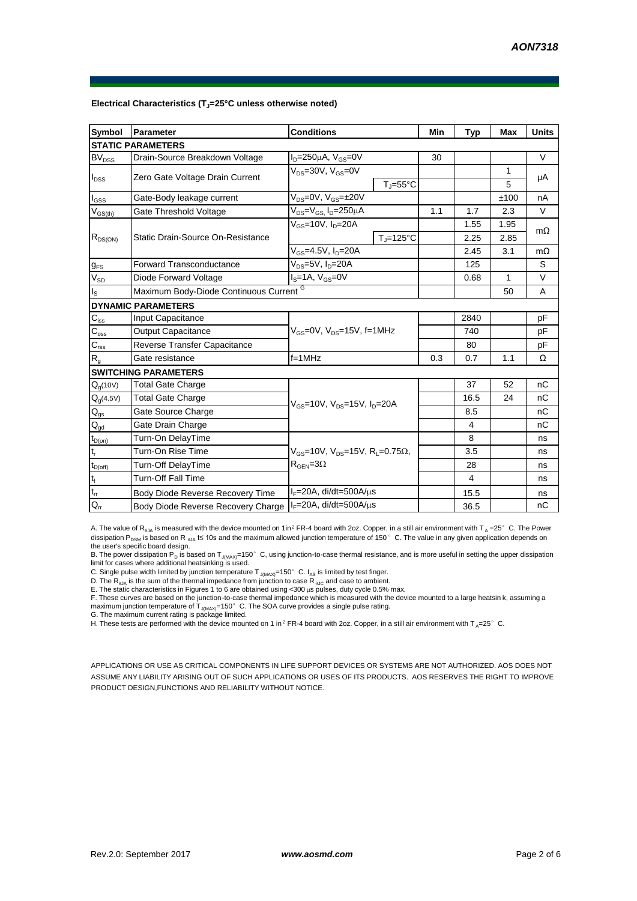**Electrical Characteristics ($T_J$=25°C unless otherwise noted)**

| Symbol | Parameter | Conditions | | Min | Typ | Max | Units |
|---|---|---|---|---|---|---|---|
| **STATIC PARAMETERS** | | | | | | | |
| $BV_{DSS}$ | Drain-Source Breakdown Voltage | $I_D$=250µA, $V_{GS}$=0V | | 30 | | | V |
| $I_{DSS}$ | Zero Gate Voltage Drain Current | $V_{DS}$=30V, $V_{GS}$=0V | | | | 1 | µA |
| | | | $T_J$=55°C | | | 5 | |
| $I_{GSS}$ | Gate-Body leakage current | $V_{DS}$=0V, $V_{GS}$=±20V | | | | ±100 | nA |
| $V_{GS(th)}$ | Gate Threshold Voltage | $V_{DS}$=$V_{GS}$, $I_D$=250µA | | 1.1 | 1.7 | 2.3 | V |
| $R_{DS(ON)}$ | Static Drain-Source On-Resistance | $V_{GS}$=10V, $I_D$=20A | | | 1.55 | 1.95 | mΩ |
| | | | $T_J$=125°C | | 2.25 | 2.85 | |
| | | $V_{GS}$=4.5V, $I_D$=20A | | | 2.45 | 3.1 | mΩ |
| $g_{FS}$ | Forward Transconductance | $V_{DS}$=5V, $I_D$=20A | | | 125 | | S |
| $V_{SD}$ | Diode Forward Voltage | $I_S$=1A, $V_{GS}$=0V | | | 0.68 | 1 | V |
| $I_S$ | Maximum Body-Diode Continuous Current [G] | | | | | 50 | A |
| **DYNAMIC PARAMETERS** | | | | | | | |
| $C_{iss}$ | Input Capacitance | $V_{GS}$=0V, $V_{DS}$=15V, f=1MHz | | | 2840 | | pF |
| $C_{oss}$ | Output Capacitance | | | | 740 | | pF |
| $C_{rss}$ | Reverse Transfer Capacitance | | | | 80 | | pF |
| $R_g$ | Gate resistance | f=1MHz | | 0.3 | 0.7 | 1.1 | Ω |
| **SWITCHING PARAMETERS** | | | | | | | |
| $Q_g$(10V) | Total Gate Charge | $V_{GS}$=10V, $V_{DS}$=15V, $I_D$=20A | | | 37 | 52 | nC |
| $Q_g$(4.5V) | Total Gate Charge | | | | 16.5 | 24 | nC |
| $Q_{gs}$ | Gate Source Charge | | | | 8.5 | | nC |
| $Q_{gd}$ | Gate Drain Charge | | | | 4 | | nC |
| $t_{D(on)}$ | Turn-On DelayTime | $V_{GS}$=10V, $V_{DS}$=15V, $R_L$=0.75Ω, $R_{GEN}$=3Ω | | | 8 | | ns |
| $t_r$ | Turn-On Rise Time | | | | 3.5 | | ns |
| $t_{D(off)}$ | Turn-Off DelayTime | | | | 28 | | ns |
| $t_f$ | Turn-Off Fall Time | | | | 4 | | ns |
| $t_{rr}$ | Body Diode Reverse Recovery Time | $I_F$=20A, di/dt=500A/µs | | | 15.5 | | ns |
| $Q_{rr}$ | Body Diode Reverse Recovery Charge | $I_F$=20A, di/dt=500A/µs | | | 36.5 | | nC |

A. The value of $R_{\theta JA}$ is measured with the device mounted on 1in² FR-4 board with 2oz. Copper, in a still air environment with $T_A$ =25°C. The Power dissipation $P_{DSM}$ is based on R $_{\theta JA}$ t≤ 10s and the maximum allowed junction temperature of 150°C. The value in any given application depends on the user's specific board design.

B. The power dissipation $P_D$ is based on $T_{J(MAX)}$=150°C, using junction-to-case thermal resistance, and is more useful in setting the upper dissipation limit for cases where additional heatsinking is used.

C. Single pulse width limited by junction temperature $T_{J(MAX)}$=150°C. $I_{AS}$ is limited by test finger.

D. The $R_{\theta JA}$ is the sum of the thermal impedance from junction to case $R_{\theta JC}$ and case to ambient.

E. The static characteristics in Figures 1 to 6 are obtained using <300 µs pulses, duty cycle 0.5% max.

F. These curves are based on the junction-to-case thermal impedance which is measured with the device mounted to a large heatsink, assuming a maximum junction temperature of $T_{J(MAX)}$=150°C. The SOA curve provides a single pulse rating.

G. The maximum current rating is package limited.

H. These tests are performed with the device mounted on 1 in² FR-4 board with 2oz. Copper, in a still air environment with $T_A$=25°C.

APPLICATIONS OR USE AS CRITICAL COMPONENTS IN LIFE SUPPORT DEVICES OR SYSTEMS ARE NOT AUTHORIZED. AOS DOES NOT ASSUME ANY LIABILITY ARISING OUT OF SUCH APPLICATIONS OR USES OF ITS PRODUCTS. AOS RESERVES THE RIGHT TO IMPROVE PRODUCT DESIGN,FUNCTIONS AND RELIABILITY WITHOUT NOTICE.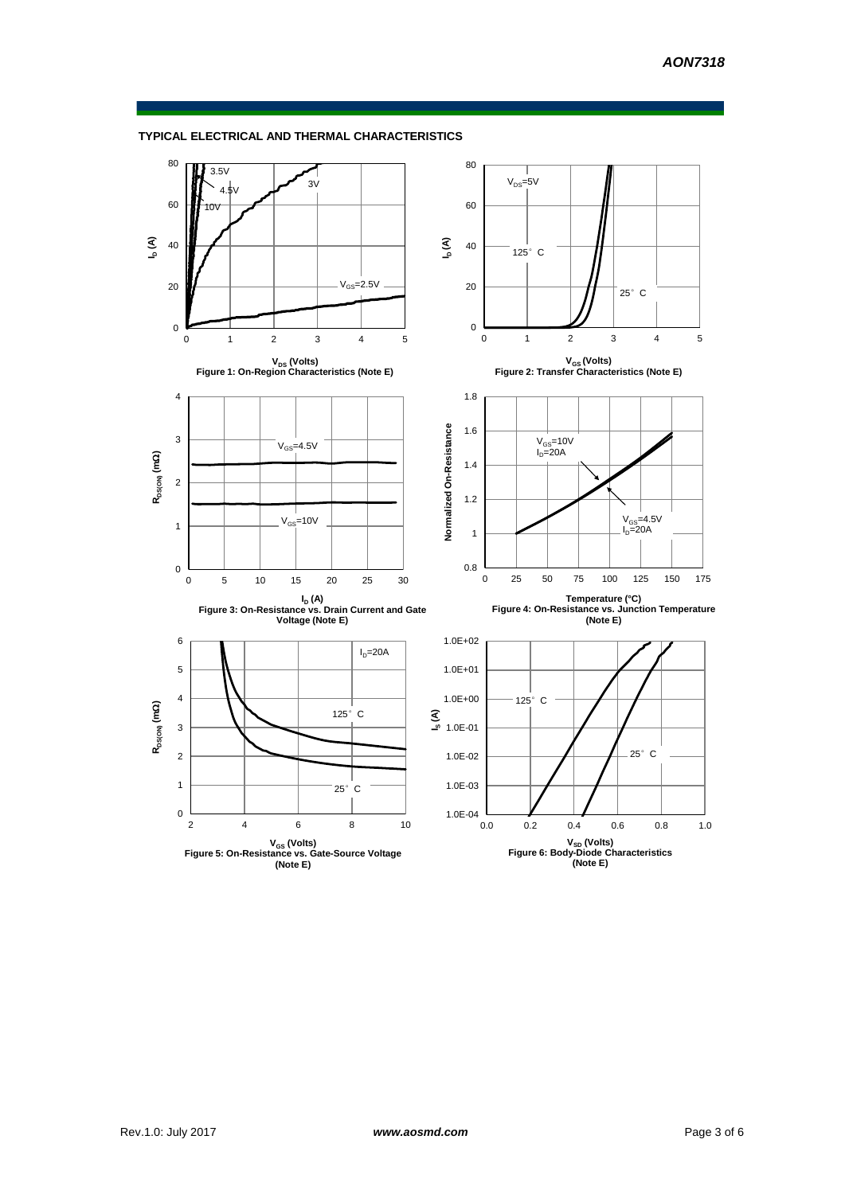## TYPICAL ELECTRICAL AND THERMAL CHARACTERISTICS

Figure 1: On-Region Characteristics (Note E)

Figure 2: Transfer Characteristics (Note E)

Figure 3: On-Resistance vs. Drain Current and Gate Voltage (Note E)

Figure 4: On-Resistance vs. Junction Temperature (Note E)

Figure 5: On-Resistance vs. Gate-Source Voltage (Note E)

Figure 6: Body-Diode Characteristics (Note E)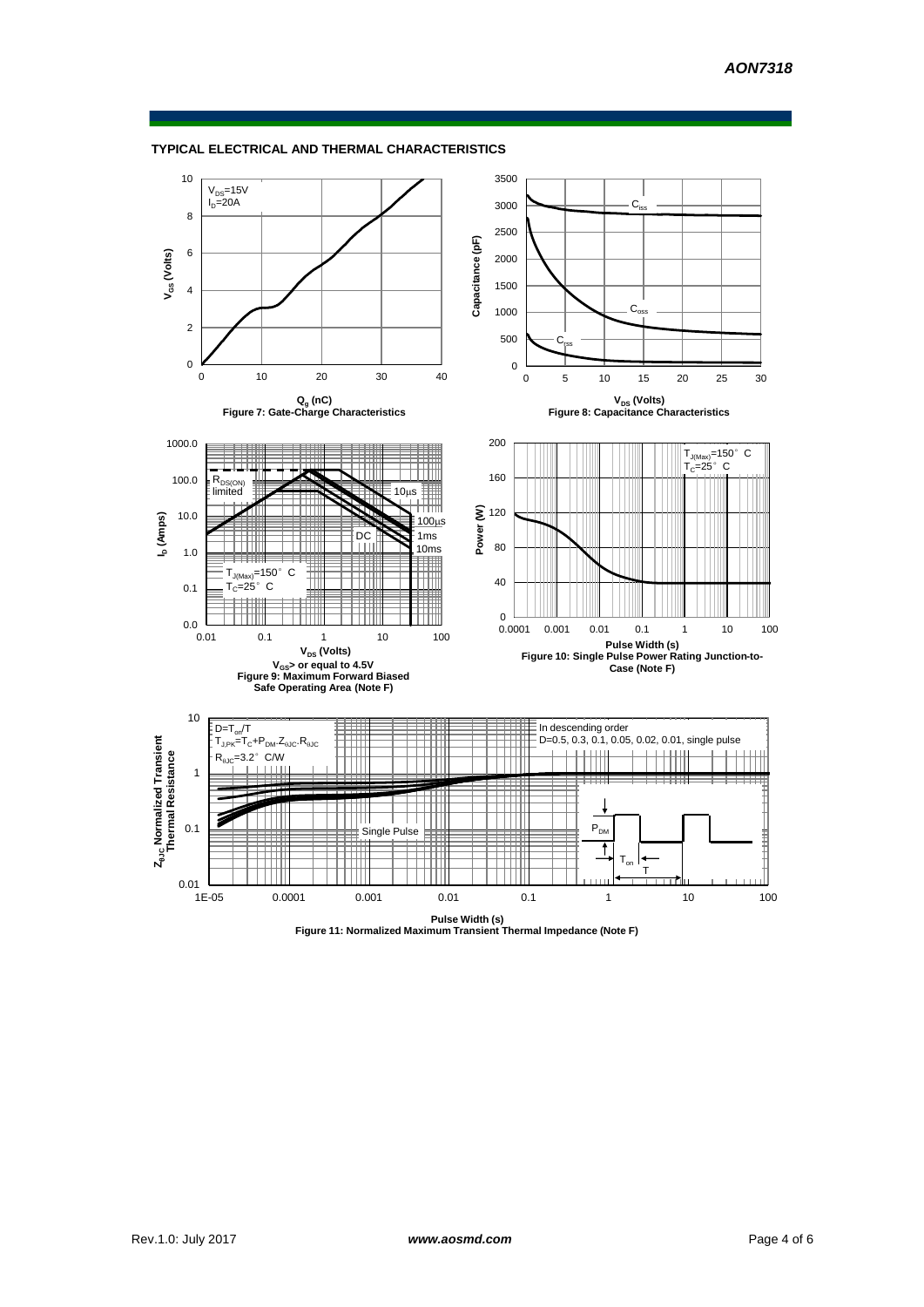## TYPICAL ELECTRICAL AND THERMAL CHARACTERISTICS

$V_{DS}$=15V
$I_D$=20A

$V_{GS}$ (Volts)

$Q_g$ (nC)

Figure 7: Gate-Charge Characteristics

$C_{iss}$

$C_{oss}$

$C_{rss}$

Capacitance (pF)

$V_{DS}$ (Volts)

Figure 8: Capacitance Characteristics

$R_{DS(ON)}$ limited

10µs

100µs

DC

1ms

10ms

$T_{J(Max)}$=150° C
$T_C$=25° C

$I_D$ (Amps)

$V_{DS}$ (Volts)

$V_{GS}$> or equal to 4.5V

Figure 9: Maximum Forward Biased Safe Operating Area (Note F)

$T_{J(Max)}$=150° C
$T_C$=25° C

Power (W)

Pulse Width (s)

Figure 10: Single Pulse Power Rating Junction-to-Case (Note F)

$D=T_{on}/T$
$T_{J,PK}=T_C+P_{DM}.Z_{\theta JC}.R_{\theta JC}$
$R_{\theta JC}$=3.2° C/W

In descending order
D=0.5, 0.3, 0.1, 0.05, 0.02, 0.01, single pulse

Single Pulse

$P_{DM}$

$T_{on}$

T

$Z_{\theta JC}$ Normalized Transient Thermal Resistance

Pulse Width (s)

Figure 11: Normalized Maximum Transient Thermal Impedance (Note F)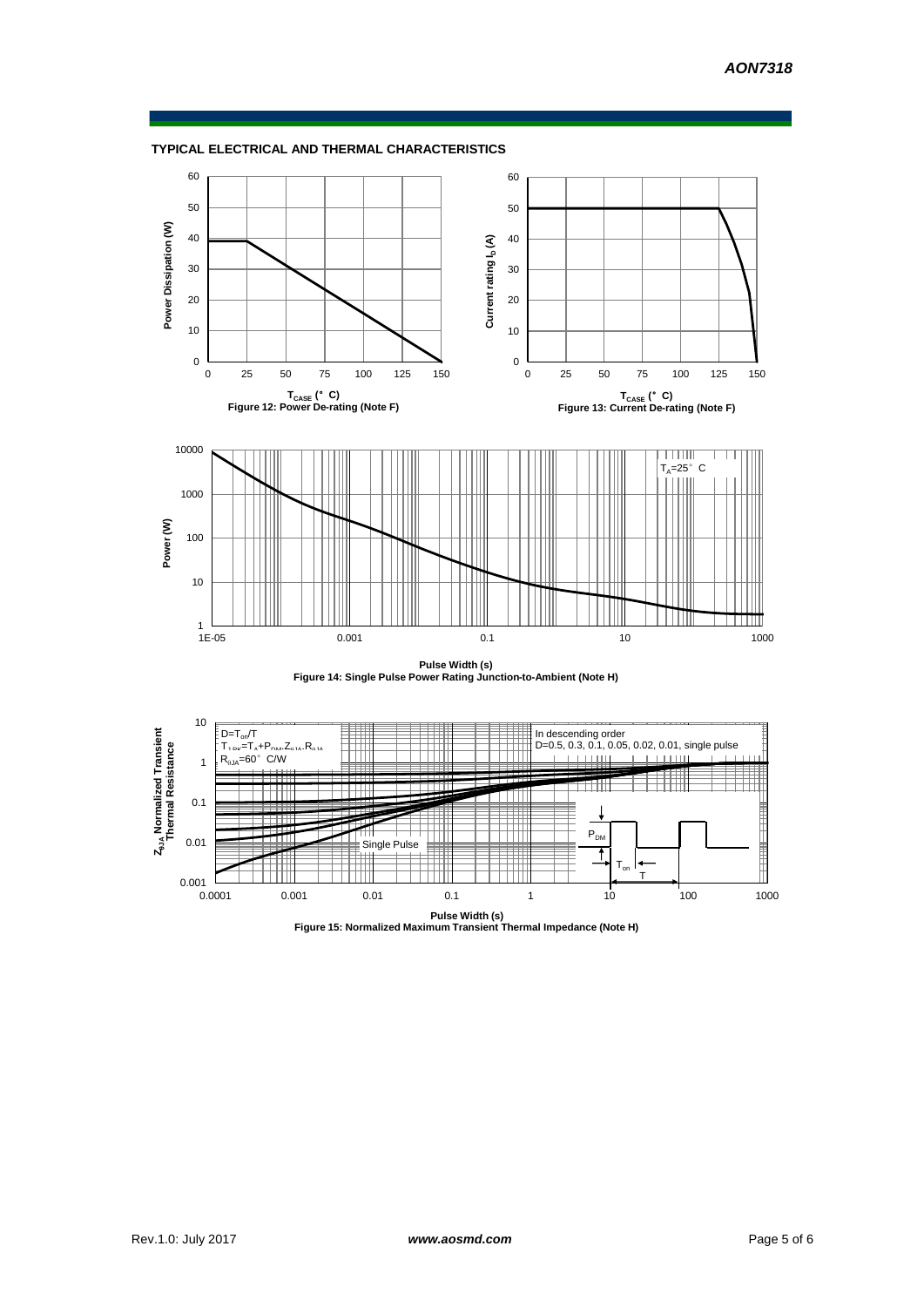### TYPICAL ELECTRICAL AND THERMAL CHARACTERISTICS

Figure 12: Power De-rating (Note F)

Figure 13: Current De-rating (Note F)

Figure 14: Single Pulse Power Rating Junction-to-Ambient (Note H)

$D=T_{on}/T$

$T_{J,PK}=T_A+P_{DM}.Z_{\theta JA}.R_{\theta JA}$

$R_{\theta JA}=60°C/W$

In descending order
D=0.5, 0.3, 0.1, 0.05, 0.02, 0.01, single pulse

Figure 15: Normalized Maximum Transient Thermal Impedance (Note H)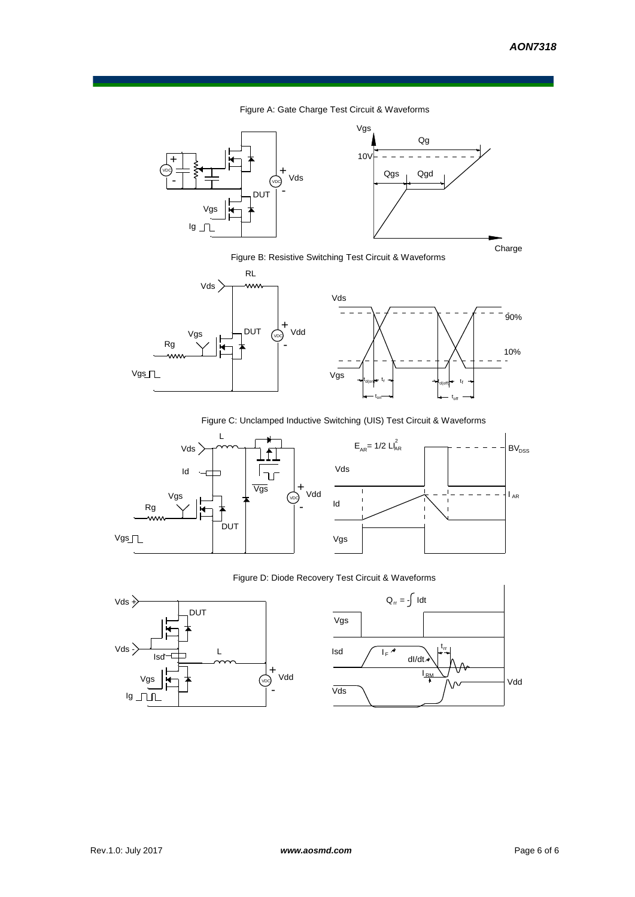Figure A: Gate Charge Test Circuit & Waveforms

VDC
+
-
DUT
Vgs
Ig
+
VDC
Vds
-

Vgs
Qg
10V
Qgs
Qgd
Charge

Figure B: Resistive Switching Test Circuit & Waveforms

RL
Vds
Vgs
DUT
Rg
Vgs
+
VDC
Vdd
-

Vds
90%
10%
Vgs
$t_{d(on)}$
$t_r$
$t_{on}$
$t_{d(off)}$
$t_f$
$t_{off}$

Figure C: Unclamped Inductive Switching (UIS) Test Circuit & Waveforms

L
Vds
Id
Vgs
Rg
Vgs
DUT
$\overline{Vgs}$
+
VDC
Vdd
-

$E_{AR} = 1/2\ LI_{AR}^2$
$BV_{DSS}$
Vds
Id
$I_{AR}$
Vgs

Figure D: Diode Recovery Test Circuit & Waveforms

Vds +
DUT
Vds -
Isd
L
Vgs
Ig
+
VDC
Vdd
-

$Q_{rr} = -\int Idt$
Vgs
Isd
$I_F$
dI/dt
$t_{rr}$
$I_{RM}$
Vds
Vdd